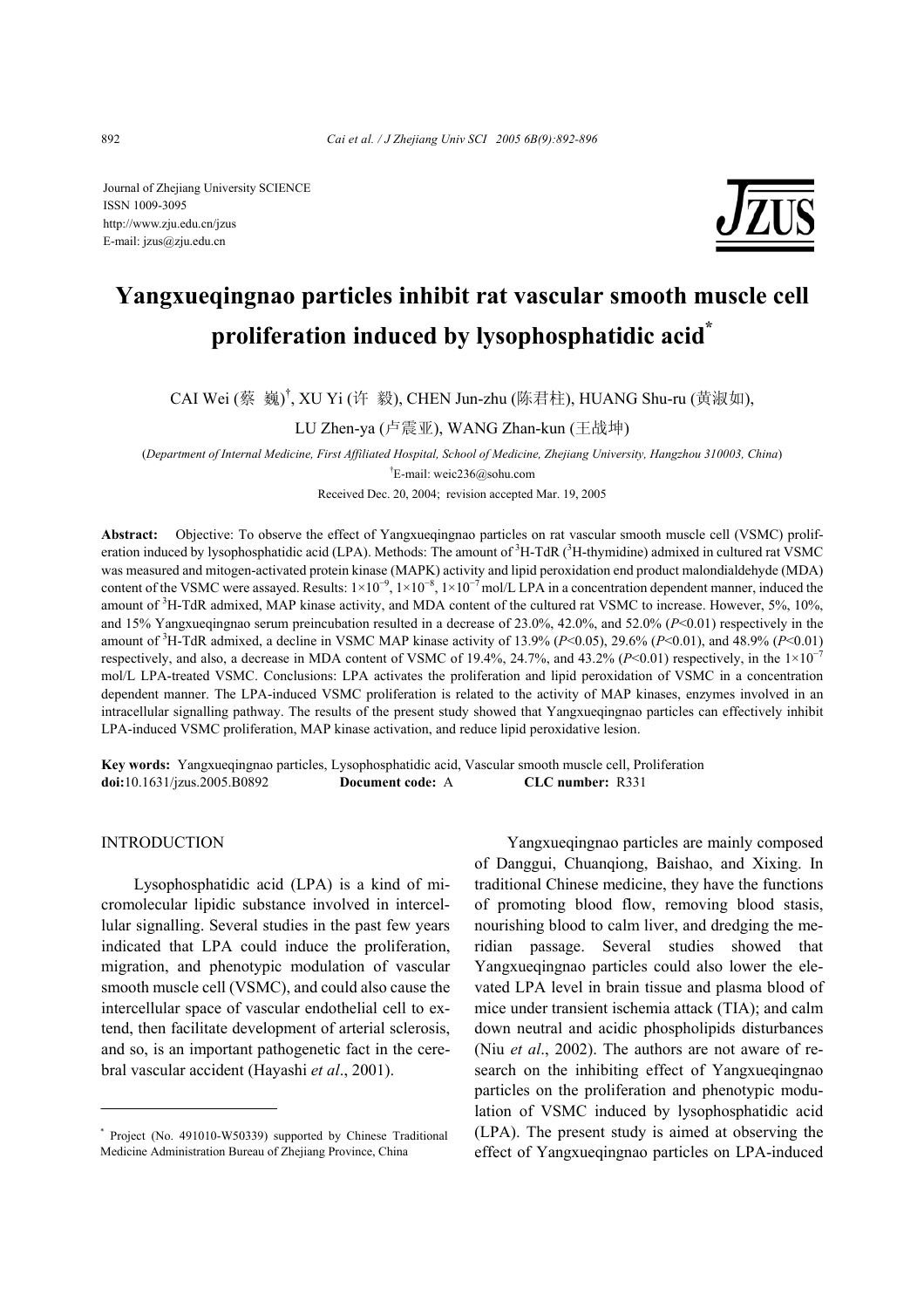Journal of Zhejiang University SCIENCE
ISSN 1009-3095
http://www.zju.edu.cn/jzus
E-mail: jzus@zju.edu.cn

# Yangxueqingnao particles inhibit rat vascular smooth muscle cell proliferation induced by lysophosphatidic acid*

CAI Wei (蔡 巍)†, XU Yi (许 毅), CHEN Jun-zhu (陈君柱), HUANG Shu-ru (黄淑如), LU Zhen-ya (卢震亚), WANG Zhan-kun (王战坤)

(*Department of Internal Medicine, First Affiliated Hospital, School of Medicine, Zhejiang University, Hangzhou 310003, China*)

†E-mail: weic236@sohu.com

Received Dec. 20, 2004; revision accepted Mar. 19, 2005

**Abstract:** Objective: To observe the effect of Yangxueqingnao particles on rat vascular smooth muscle cell (VSMC) proliferation induced by lysophosphatidic acid (LPA). Methods: The amount of $^3$H-TdR ($^3$H-thymidine) admixed in cultured rat VSMC was measured and mitogen-activated protein kinase (MAPK) activity and lipid peroxidation end product malondialdehyde (MDA) content of the VSMC were assayed. Results: $1\times10^{-9}$, $1\times10^{-8}$, $1\times10^{-7}$ mol/L LPA in a concentration dependent manner, induced the amount of $^3$H-TdR admixed, MAP kinase activity, and MDA content of the cultured rat VSMC to increase. However, 5%, 10%, and 15% Yangxueqingnao serum preincubation resulted in a decrease of 23.0%, 42.0%, and 52.0% ($P<0.01$) respectively in the amount of $^3$H-TdR admixed, a decline in VSMC MAP kinase activity of 13.9% ($P<0.05$), 29.6% ($P<0.01$), and 48.9% ($P<0.01$) respectively, and also, a decrease in MDA content of VSMC of 19.4%, 24.7%, and 43.2% ($P<0.01$) respectively, in the $1\times10^{-7}$ mol/L LPA-treated VSMC. Conclusions: LPA activates the proliferation and lipid peroxidation of VSMC in a concentration dependent manner. The LPA-induced VSMC proliferation is related to the activity of MAP kinases, enzymes involved in an intracellular signalling pathway. The results of the present study showed that Yangxueqingnao particles can effectively inhibit LPA-induced VSMC proliferation, MAP kinase activation, and reduce lipid peroxidative lesion.

**Key words:** Yangxueqingnao particles, Lysophosphatidic acid, Vascular smooth muscle cell, Proliferation
**doi:**10.1631/jzus.2005.B0892 **Document code:** A **CLC number:** R331

## INTRODUCTION

Lysophosphatidic acid (LPA) is a kind of micromolecular lipidic substance involved in intercellular signalling. Several studies in the past few years indicated that LPA could induce the proliferation, migration, and phenotypic modulation of vascular smooth muscle cell (VSMC), and could also cause the intercellular space of vascular endothelial cell to extend, then facilitate development of arterial sclerosis, and so, is an important pathogenetic fact in the cerebral vascular accident (Hayashi *et al*., 2001).

Yangxueqingnao particles are mainly composed of Danggui, Chuanqiong, Baishao, and Xixing. In traditional Chinese medicine, they have the functions of promoting blood flow, removing blood stasis, nourishing blood to calm liver, and dredging the meridian passage. Several studies showed that Yangxueqingnao particles could also lower the elevated LPA level in brain tissue and plasma blood of mice under transient ischemia attack (TIA); and calm down neutral and acidic phospholipids disturbances (Niu *et al*., 2002). The authors are not aware of research on the inhibiting effect of Yangxueqingnao particles on the proliferation and phenotypic modulation of VSMC induced by lysophosphatidic acid (LPA). The present study is aimed at observing the effect of Yangxueqingnao particles on LPA-induced

---

* Project (No. 491010-W50339) supported by Chinese Traditional Medicine Administration Bureau of Zhejiang Province, China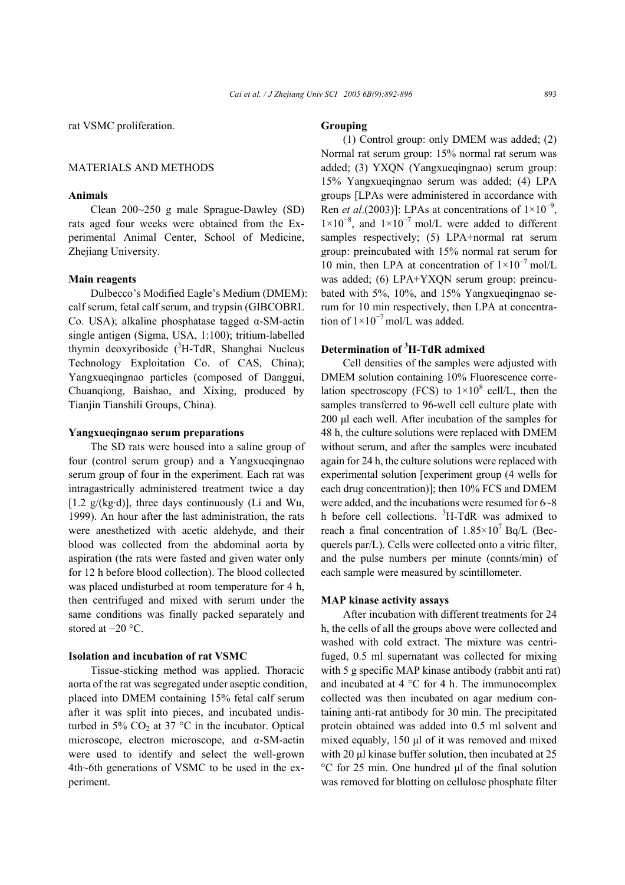rat VSMC proliferation.

## MATERIALS AND METHODS

### Animals

Clean 200~250 g male Sprague-Dawley (SD) rats aged four weeks were obtained from the Experimental Animal Center, School of Medicine, Zhejiang University.

### Main reagents

Dulbecco's Modified Eagle's Medium (DMEM): calf serum, fetal calf serum, and trypsin (GIBCOBRL Co. USA); alkaline phosphatase tagged α-SM-actin single antigen (Sigma, USA, 1:100); tritium-labelled thymin deoxyriboside ($^3$H-TdR, Shanghai Nucleus Technology Exploitation Co. of CAS, China); Yangxueqingnao particles (composed of Danggui, Chuanqiong, Baishao, and Xixing, produced by Tianjin Tianshili Groups, China).

### Yangxueqingnao serum preparations

The SD rats were housed into a saline group of four (control serum group) and a Yangxueqingnao serum group of four in the experiment. Each rat was intragastrically administered treatment twice a day [1.2 g/(kg·d)], three days continuously (Li and Wu, 1999). An hour after the last administration, the rats were anesthetized with acetic aldehyde, and their blood was collected from the abdominal aorta by aspiration (the rats were fasted and given water only for 12 h before blood collection). The blood collected was placed undisturbed at room temperature for 4 h, then centrifuged and mixed with serum under the same conditions was finally packed separately and stored at −20 °C.

### Isolation and incubation of rat VSMC

Tissue-sticking method was applied. Thoracic aorta of the rat was segregated under aseptic condition, placed into DMEM containing 15% fetal calf serum after it was split into pieces, and incubated undisturbed in 5% $CO_2$ at 37 °C in the incubator. Optical microscope, electron microscope, and α-SM-actin were used to identify and select the well-grown 4th~6th generations of VSMC to be used in the experiment.

### Grouping

(1) Control group: only DMEM was added; (2) Normal rat serum group: 15% normal rat serum was added; (3) YXQN (Yangxueqingnao) serum group: 15% Yangxueqingnao serum was added; (4) LPA groups [LPAs were administered in accordance with Ren *et al*.(2003)]: LPAs at concentrations of $1\times10^{-9}$, $1\times10^{-8}$, and $1\times10^{-7}$ mol/L were added to different samples respectively; (5) LPA+normal rat serum group: preincubated with 15% normal rat serum for 10 min, then LPA at concentration of $1\times10^{-7}$ mol/L was added; (6) LPA+YXQN serum group: preincubated with 5%, 10%, and 15% Yangxueqingnao serum for 10 min respectively, then LPA at concentration of $1\times10^{-7}$ mol/L was added.

### Determination of $^3$H-TdR admixed

Cell densities of the samples were adjusted with DMEM solution containing 10% Fluorescence correlation spectroscopy (FCS) to $1\times10^8$ cell/L, then the samples transferred to 96-well cell culture plate with 200 μl each well. After incubation of the samples for 48 h, the culture solutions were replaced with DMEM without serum, and after the samples were incubated again for 24 h, the culture solutions were replaced with experimental solution [experiment group (4 wells for each drug concentration)]; then 10% FCS and DMEM were added, and the incubations were resumed for 6~8 h before cell collections. $^3$H-TdR was admixed to reach a final concentration of $1.85\times10^7$ Bq/L (Becquerels par/L). Cells were collected onto a vitric filter, and the pulse numbers per minute (connts/min) of each sample were measured by scintillometer.

### MAP kinase activity assays

After incubation with different treatments for 24 h, the cells of all the groups above were collected and washed with cold extract. The mixture was centrifuged, 0.5 ml supernatant was collected for mixing with 5 g specific MAP kinase antibody (rabbit anti rat) and incubated at 4 °C for 4 h. The immunocomplex collected was then incubated on agar medium containing anti-rat antibody for 30 min. The precipitated protein obtained was added into 0.5 ml solvent and mixed equably, 150 μl of it was removed and mixed with 20 μl kinase buffer solution, then incubated at 25 °C for 25 min. One hundred μl of the final solution was removed for blotting on cellulose phosphate filter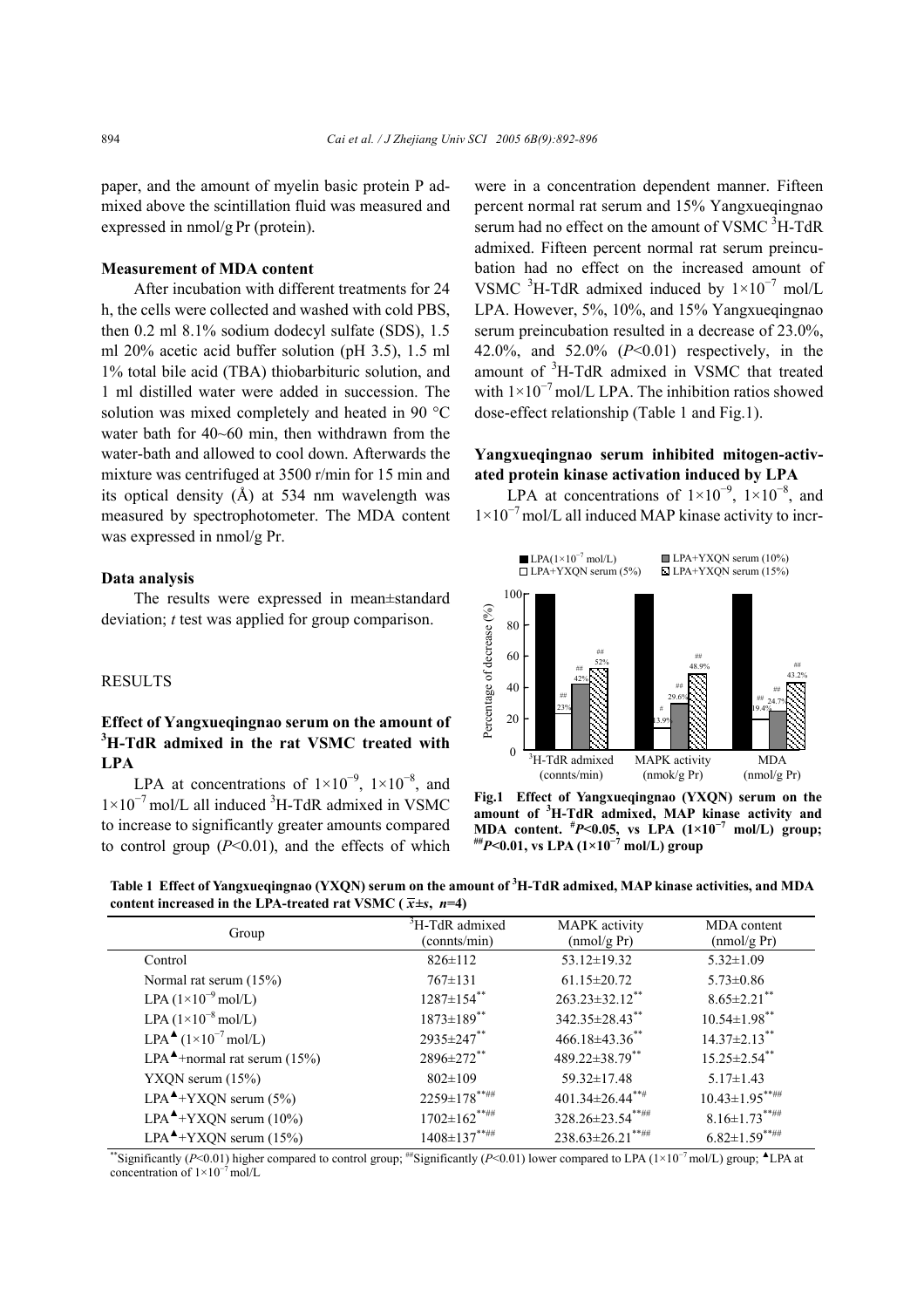paper, and the amount of myelin basic protein P admixed above the scintillation fluid was measured and expressed in nmol/g Pr (protein).

**Measurement of MDA content**

After incubation with different treatments for 24 h, the cells were collected and washed with cold PBS, then 0.2 ml 8.1% sodium dodecyl sulfate (SDS), 1.5 ml 20% acetic acid buffer solution (pH 3.5), 1.5 ml 1% total bile acid (TBA) thiobarbituric solution, and 1 ml distilled water were added in succession. The solution was mixed completely and heated in 90 °C water bath for 40~60 min, then withdrawn from the water-bath and allowed to cool down. Afterwards the mixture was centrifuged at 3500 r/min for 15 min and its optical density (Å) at 534 nm wavelength was measured by spectrophotometer. The MDA content was expressed in nmol/g Pr.

**Data analysis**

The results were expressed in mean±standard deviation; *t* test was applied for group comparison.

## RESULTS

**Effect of Yangxueqingnao serum on the amount of $^3$H-TdR admixed in the rat VSMC treated with LPA**

LPA at concentrations of $1\times10^{-9}$, $1\times10^{-8}$, and $1\times10^{-7}$ mol/L all induced $^3$H-TdR admixed in VSMC to increase to significantly greater amounts compared to control group ($P$<0.01), and the effects of which were in a concentration dependent manner. Fifteen percent normal rat serum and 15% Yangxueqingnao serum had no effect on the amount of VSMC $^3$H-TdR admixed. Fifteen percent normal rat serum preincubation had no effect on the increased amount of VSMC $^3$H-TdR admixed induced by $1\times10^{-7}$ mol/L LPA. However, 5%, 10%, and 15% Yangxueqingnao serum preincubation resulted in a decrease of 23.0%, 42.0%, and 52.0% ($P$<0.01) respectively, in the amount of $^3$H-TdR admixed in VSMC that treated with $1\times10^{-7}$ mol/L LPA. The inhibition ratios showed dose-effect relationship (Table 1 and Fig.1).

**Yangxueqingnao serum inhibited mitogen-activated protein kinase activation induced by LPA**

LPA at concentrations of $1\times10^{-9}$, $1\times10^{-8}$, and $1\times10^{-7}$ mol/L all induced MAP kinase activity to incr-

**Fig.1 Effect of Yangxueqingnao (YXQN) serum on the amount of $^3$H-TdR admixed, MAP kinase activity and MDA content. $^{\#}P$<0.05, vs LPA ($1\times10^{-7}$ mol/L) group; $^{\#\#}P$<0.01, vs LPA ($1\times10^{-7}$ mol/L) group**

**Table 1 Effect of Yangxueqingnao (YXQN) serum on the amount of $^3$H-TdR admixed, MAP kinase activities, and MDA content increased in the LPA-treated rat VSMC ($\bar{x}\pm s$, $n$=4)**

| Group | $^3$H-TdR admixed (connts/min) | MAPK activity (nmol/g Pr) | MDA content (nmol/g Pr) |
|---|---|---|---|
| Control | 826±112 | 53.12±19.32 | 5.32±1.09 |
| Normal rat serum (15%) | 767±131 | 61.15±20.72 | 5.73±0.86 |
| LPA ($1\times10^{-9}$ mol/L) | 1287±154$^{**}$ | 263.23±32.12$^{**}$ | 8.65±2.21$^{**}$ |
| LPA ($1\times10^{-8}$ mol/L) | 1873±189$^{**}$ | 342.35±28.43$^{**}$ | 10.54±1.98$^{**}$ |
| LPA$^{▲}$ ($1\times10^{-7}$ mol/L) | 2935±247$^{**}$ | 466.18±43.36$^{**}$ | 14.37±2.13$^{**}$ |
| LPA$^{▲}$+normal rat serum (15%) | 2896±272$^{**}$ | 489.22±38.79$^{**}$ | 15.25±2.54$^{**}$ |
| YXQN serum (15%) | 802±109 | 59.32±17.48 | 5.17±1.43 |
| LPA$^{▲}$+YXQN serum (5%) | 2259±178$^{**\#\#}$ | 401.34±26.44$^{**\#}$ | 10.43±1.95$^{**\#\#}$ |
| LPA$^{▲}$+YXQN serum (10%) | 1702±162$^{**\#\#}$ | 328.26±23.54$^{**\#\#}$ | 8.16±1.73$^{**\#\#}$ |
| LPA$^{▲}$+YXQN serum (15%) | 1408±137$^{**\#\#}$ | 238.63±26.21$^{**\#\#}$ | 6.82±1.59$^{**\#\#}$ |

$^{**}$Significantly ($P$<0.01) higher compared to control group; $^{\#\#}$Significantly ($P$<0.01) lower compared to LPA ($1\times10^{-7}$ mol/L) group; $^{▲}$LPA at concentration of $1\times10^{-7}$ mol/L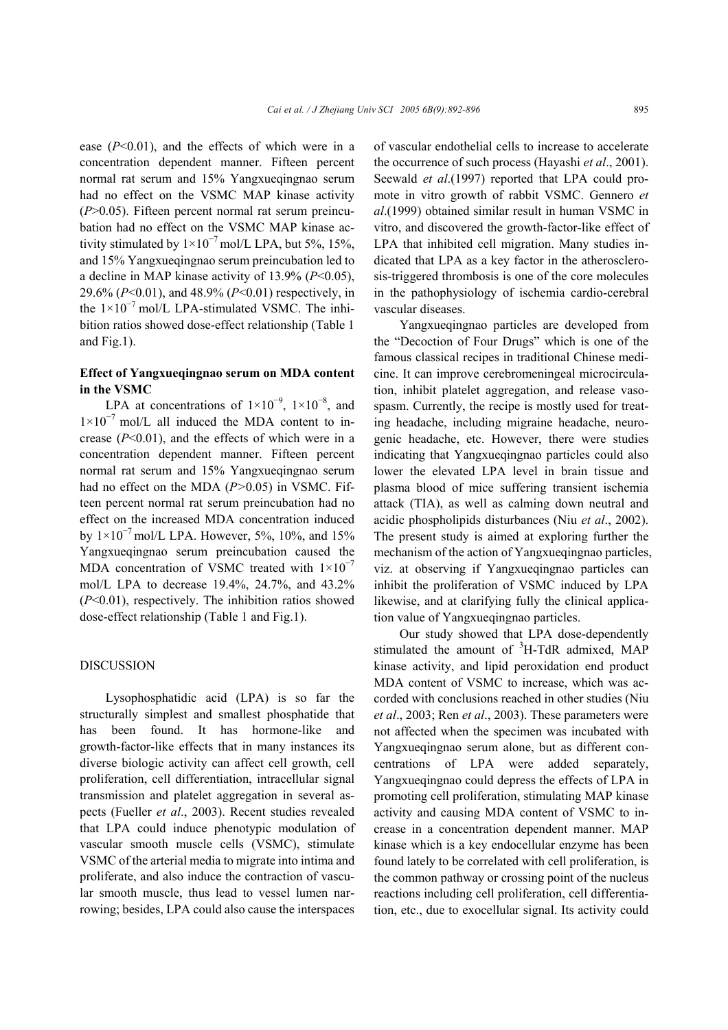ease ($P$<0.01), and the effects of which were in a concentration dependent manner. Fifteen percent normal rat serum and 15% Yangxueqingnao serum had no effect on the VSMC MAP kinase activity ($P$>0.05). Fifteen percent normal rat serum preincubation had no effect on the VSMC MAP kinase activity stimulated by $1\times10^{-7}$ mol/L LPA, but 5%, 15%, and 15% Yangxueqingnao serum preincubation led to a decline in MAP kinase activity of 13.9% ($P$<0.05), 29.6% ($P$<0.01), and 48.9% ($P$<0.01) respectively, in the $1\times10^{-7}$ mol/L LPA-stimulated VSMC. The inhibition ratios showed dose-effect relationship (Table 1 and Fig.1).

### Effect of Yangxueqingnao serum on MDA content in the VSMC

LPA at concentrations of $1\times10^{-9}$, $1\times10^{-8}$, and $1\times10^{-7}$ mol/L all induced the MDA content to increase ($P$<0.01), and the effects of which were in a concentration dependent manner. Fifteen percent normal rat serum and 15% Yangxueqingnao serum had no effect on the MDA ($P$>0.05) in VSMC. Fifteen percent normal rat serum preincubation had no effect on the increased MDA concentration induced by $1\times10^{-7}$ mol/L LPA. However, 5%, 10%, and 15% Yangxueqingnao serum preincubation caused the MDA concentration of VSMC treated with $1\times10^{-7}$ mol/L LPA to decrease 19.4%, 24.7%, and 43.2% ($P$<0.01), respectively. The inhibition ratios showed dose-effect relationship (Table 1 and Fig.1).

## DISCUSSION

Lysophosphatidic acid (LPA) is so far the structurally simplest and smallest phosphatide that has been found. It has hormone-like and growth-factor-like effects that in many instances its diverse biologic activity can affect cell growth, cell proliferation, cell differentiation, intracellular signal transmission and platelet aggregation in several aspects (Fueller *et al*., 2003). Recent studies revealed that LPA could induce phenotypic modulation of vascular smooth muscle cells (VSMC), stimulate VSMC of the arterial media to migrate into intima and proliferate, and also induce the contraction of vascular smooth muscle, thus lead to vessel lumen narrowing; besides, LPA could also cause the interspaces of vascular endothelial cells to increase to accelerate the occurrence of such process (Hayashi *et al*., 2001). Seewald *et al*.(1997) reported that LPA could promote in vitro growth of rabbit VSMC. Gennero *et al*.(1999) obtained similar result in human VSMC in vitro, and discovered the growth-factor-like effect of LPA that inhibited cell migration. Many studies indicated that LPA as a key factor in the atherosclerosis-triggered thrombosis is one of the core molecules in the pathophysiology of ischemia cardio-cerebral vascular diseases.

Yangxueqingnao particles are developed from the "Decoction of Four Drugs" which is one of the famous classical recipes in traditional Chinese medicine. It can improve cerebromeningeal microcirculation, inhibit platelet aggregation, and release vasospasm. Currently, the recipe is mostly used for treating headache, including migraine headache, neurogenic headache, etc. However, there were studies indicating that Yangxueqingnao particles could also lower the elevated LPA level in brain tissue and plasma blood of mice suffering transient ischemia attack (TIA), as well as calming down neutral and acidic phospholipids disturbances (Niu *et al*., 2002). The present study is aimed at exploring further the mechanism of the action of Yangxueqingnao particles, viz. at observing if Yangxueqingnao particles can inhibit the proliferation of VSMC induced by LPA likewise, and at clarifying fully the clinical application value of Yangxueqingnao particles.

Our study showed that LPA dose-dependently stimulated the amount of $^3$H-TdR admixed, MAP kinase activity, and lipid peroxidation end product MDA content of VSMC to increase, which was accorded with conclusions reached in other studies (Niu *et al*., 2003; Ren *et al*., 2003). These parameters were not affected when the specimen was incubated with Yangxueqingnao serum alone, but as different concentrations of LPA were added separately, Yangxueqingnao could depress the effects of LPA in promoting cell proliferation, stimulating MAP kinase activity and causing MDA content of VSMC to increase in a concentration dependent manner. MAP kinase which is a key endocellular enzyme has been found lately to be correlated with cell proliferation, is the common pathway or crossing point of the nucleus reactions including cell proliferation, cell differentiation, etc., due to exocellular signal. Its activity could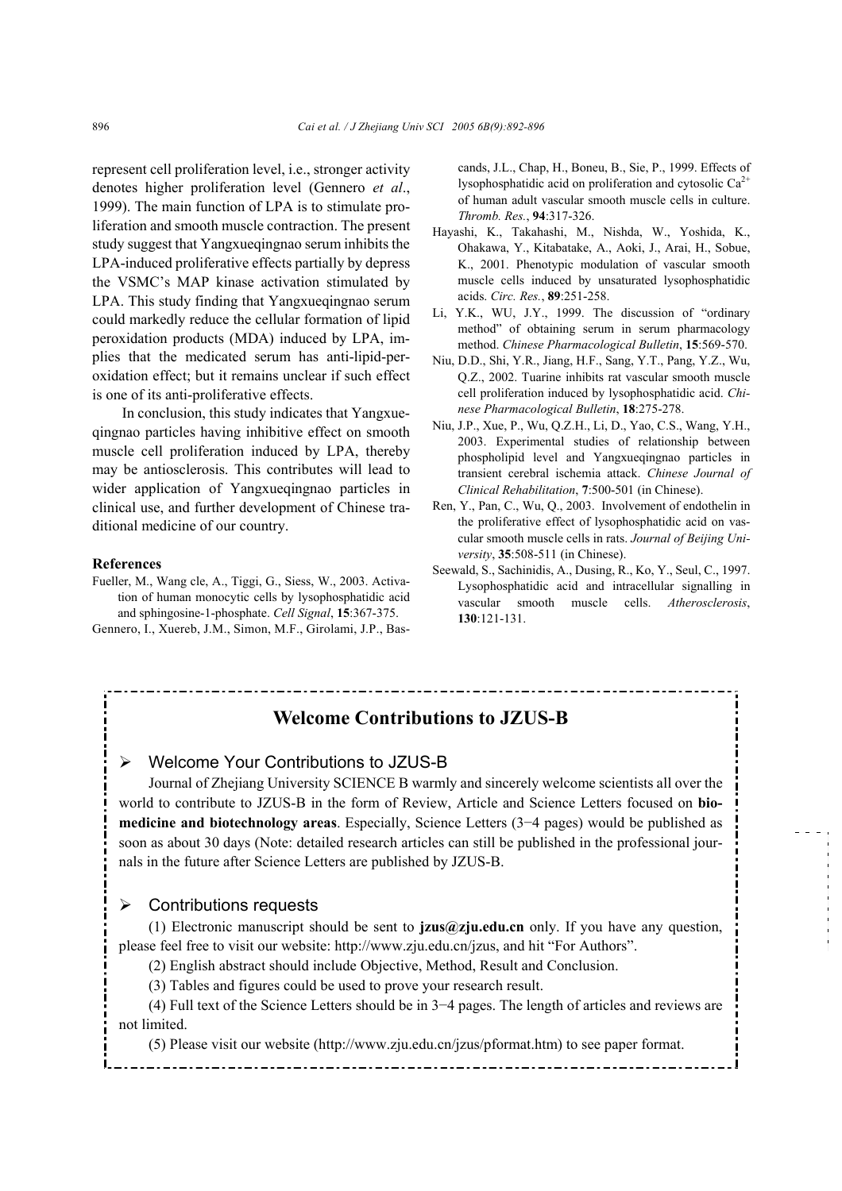represent cell proliferation level, i.e., stronger activity denotes higher proliferation level (Gennero *et al*., 1999). The main function of LPA is to stimulate proliferation and smooth muscle contraction. The present study suggest that Yangxueqingnao serum inhibits the LPA-induced proliferative effects partially by depress the VSMC's MAP kinase activation stimulated by LPA. This study finding that Yangxueqingnao serum could markedly reduce the cellular formation of lipid peroxidation products (MDA) induced by LPA, implies that the medicated serum has anti-lipid-peroxidation effect; but it remains unclear if such effect is one of its anti-proliferative effects.

In conclusion, this study indicates that Yangxueqingnao particles having inhibitive effect on smooth muscle cell proliferation induced by LPA, thereby may be antiosclerosis. This contributes will lead to wider application of Yangxueqingnao particles in clinical use, and further development of Chinese traditional medicine of our country.

## References

Fueller, M., Wang cle, A., Tiggi, G., Siess, W., 2003. Activation of human monocytic cells by lysophosphatidic acid and sphingosine-1-phosphate. *Cell Signal*, **15**:367-375.

Gennero, I., Xuereb, J.M., Simon, M.F., Girolami, J.P., Bascands, J.L., Chap, H., Boneu, B., Sie, P., 1999. Effects of lysophosphatidic acid on proliferation and cytosolic $Ca^{2+}$ of human adult vascular smooth muscle cells in culture. *Thromb. Res.*, **94**:317-326.

Hayashi, K., Takahashi, M., Nishda, W., Yoshida, K., Ohakawa, Y., Kitabatake, A., Aoki, J., Arai, H., Sobue, K., 2001. Phenotypic modulation of vascular smooth muscle cells induced by unsaturated lysophosphatidic acids. *Circ. Res.*, **89**:251-258.

Li, Y.K., WU, J.Y., 1999. The discussion of "ordinary method" of obtaining serum in serum pharmacology method. *Chinese Pharmacological Bulletin*, **15**:569-570.

Niu, D.D., Shi, Y.R., Jiang, H.F., Sang, Y.T., Pang, Y.Z., Wu, Q.Z., 2002. Tuarine inhibits rat vascular smooth muscle cell proliferation induced by lysophosphatidic acid. *Chinese Pharmacological Bulletin*, **18**:275-278.

Niu, J.P., Xue, P., Wu, Q.Z.H., Li, D., Yao, C.S., Wang, Y.H., 2003. Experimental studies of relationship between phospholipid level and Yangxueqingnao particles in transient cerebral ischemia attack. *Chinese Journal of Clinical Rehabilitation*, **7**:500-501 (in Chinese).

Ren, Y., Pan, C., Wu, Q., 2003. Involvement of endothelin in the proliferative effect of lysophosphatidic acid on vascular smooth muscle cells in rats. *Journal of Beijing University*, **35**:508-511 (in Chinese).

Seewald, S., Sachinidis, A., Dusing, R., Ko, Y., Seul, C., 1997. Lysophosphatidic acid and intracellular signalling in vascular smooth muscle cells. *Atherosclerosis*, **130**:121-131.

## Welcome Contributions to JZUS-B

### ➢ Welcome Your Contributions to JZUS-B

Journal of Zhejiang University SCIENCE B warmly and sincerely welcome scientists all over the world to contribute to JZUS-B in the form of Review, Article and Science Letters focused on **biomedicine and biotechnology areas**. Especially, Science Letters (3−4 pages) would be published as soon as about 30 days (Note: detailed research articles can still be published in the professional journals in the future after Science Letters are published by JZUS-B.

### ➢ Contributions requests

(1) Electronic manuscript should be sent to **jzus@zju.edu.cn** only. If you have any question, please feel free to visit our website: http://www.zju.edu.cn/jzus, and hit "For Authors".

(2) English abstract should include Objective, Method, Result and Conclusion.

(3) Tables and figures could be used to prove your research result.

(4) Full text of the Science Letters should be in 3−4 pages. The length of articles and reviews are not limited.

(5) Please visit our website (http://www.zju.edu.cn/jzus/pformat.htm) to see paper format.